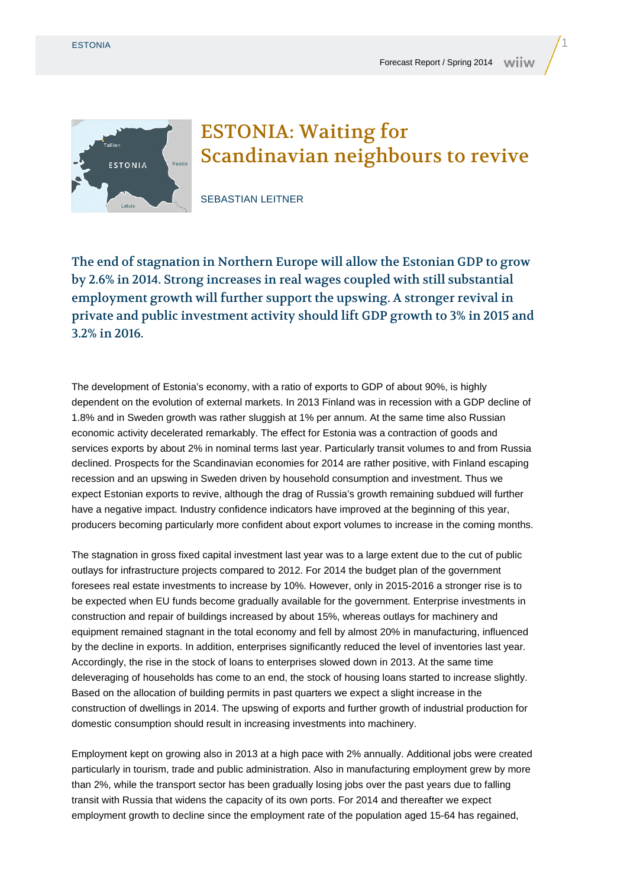# ESTONIA: Waiting for Scandinavian neighbours to revive

SEBASTIAN LEITNER

**The end of stagnation in Northern Europe will allow the Estonian GDP to grow by 2.6% in 2014. Strong increases in real wages coupled with still substantial employment growth will further support the upswing. A stronger revival in private and public investment activity should lift GDP growth to 3% in 2015 and 3.2% in 2016.**

The development of Estonia's economy, with a ratio of exports to GDP of about 90%, is highly dependent on the evolution of external markets. In 2013 Finland was in recession with a GDP decline of 1.8% and in Sweden growth was rather sluggish at 1% per annum. At the same time also Russian economic activity decelerated remarkably. The effect for Estonia was a contraction of goods and services exports by about 2% in nominal terms last year. Particularly transit volumes to and from Russia declined. Prospects for the Scandinavian economies for 2014 are rather positive, with Finland escaping recession and an upswing in Sweden driven by household consumption and investment. Thus we expect Estonian exports to revive, although the drag of Russia's growth remaining subdued will further have a negative impact. Industry confidence indicators have improved at the beginning of this year, producers becoming particularly more confident about export volumes to increase in the coming months.

The stagnation in gross fixed capital investment last year was to a large extent due to the cut of public outlays for infrastructure projects compared to 2012. For 2014 the budget plan of the government foresees real estate investments to increase by 10%. However, only in 2015-2016 a stronger rise is to be expected when EU funds become gradually available for the government. Enterprise investments in construction and repair of buildings increased by about 15%, whereas outlays for machinery and equipment remained stagnant in the total economy and fell by almost 20% in manufacturing, influenced by the decline in exports. In addition, enterprises significantly reduced the level of inventories last year. Accordingly, the rise in the stock of loans to enterprises slowed down in 2013. At the same time deleveraging of households has come to an end, the stock of housing loans started to increase slightly. Based on the allocation of building permits in past quarters we expect a slight increase in the construction of dwellings in 2014. The upswing of exports and further growth of industrial production for domestic consumption should result in increasing investments into machinery.

Employment kept on growing also in 2013 at a high pace with 2% annually. Additional jobs were created particularly in tourism, trade and public administration. Also in manufacturing employment grew by more than 2%, while the transport sector has been gradually losing jobs over the past years due to falling transit with Russia that widens the capacity of its own ports. For 2014 and thereafter we expect employment growth to decline since the employment rate of the population aged 15-64 has regained,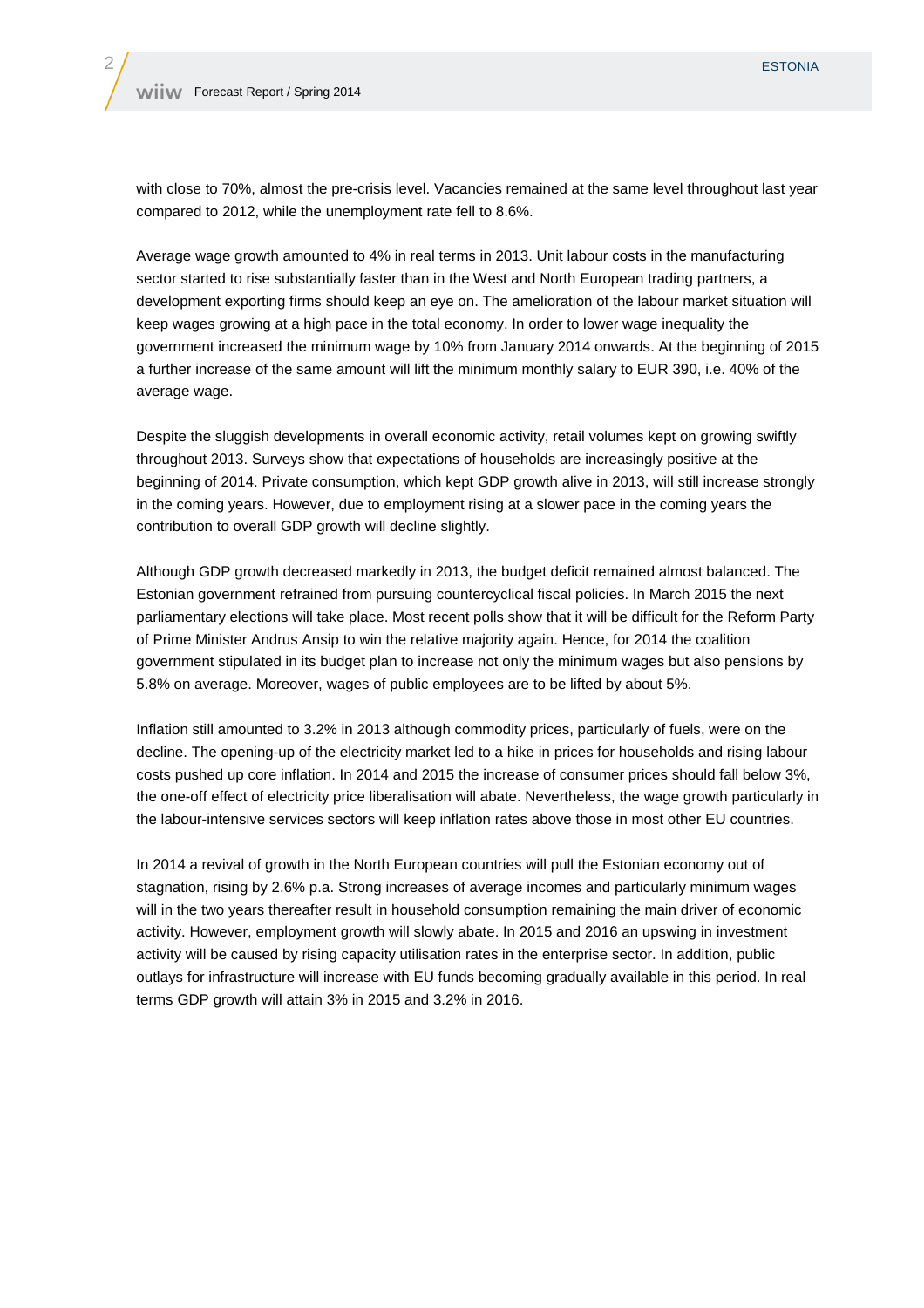with close to 70%, almost the pre-crisis level. Vacancies remained at the same level throughout last year compared to 2012, while the unemployment rate fell to 8.6%.

Average wage growth amounted to 4% in real terms in 2013. Unit labour costs in the manufacturing sector started to rise substantially faster than in the West and North European trading partners, a development exporting firms should keep an eye on. The amelioration of the labour market situation will keep wages growing at a high pace in the total economy. In order to lower wage inequality the government increased the minimum wage by 10% from January 2014 onwards. At the beginning of 2015 a further increase of the same amount will lift the minimum monthly salary to EUR 390, i.e. 40% of the average wage.

Despite the sluggish developments in overall economic activity, retail volumes kept on growing swiftly throughout 2013. Surveys show that expectations of households are increasingly positive at the beginning of 2014. Private consumption, which kept GDP growth alive in 2013, will still increase strongly in the coming years. However, due to employment rising at a slower pace in the coming years the contribution to overall GDP growth will decline slightly.

Although GDP growth decreased markedly in 2013, the budget deficit remained almost balanced. The Estonian government refrained from pursuing countercyclical fiscal policies. In March 2015 the next parliamentary elections will take place. Most recent polls show that it will be difficult for the Reform Party of Prime Minister Andrus Ansip to win the relative majority again. Hence, for 2014 the coalition government stipulated in its budget plan to increase not only the minimum wages but also pensions by 5.8% on average. Moreover, wages of public employees are to be lifted by about 5%.

Inflation still amounted to 3.2% in 2013 although commodity prices, particularly of fuels, were on the decline. The opening-up of the electricity market led to a hike in prices for households and rising labour costs pushed up core inflation. In 2014 and 2015 the increase of consumer prices should fall below 3%, the one-off effect of electricity price liberalisation will abate. Nevertheless, the wage growth particularly in the labour-intensive services sectors will keep inflation rates above those in most other EU countries.

In 2014 a revival of growth in the North European countries will pull the Estonian economy out of stagnation, rising by 2.6% p.a. Strong increases of average incomes and particularly minimum wages will in the two years thereafter result in household consumption remaining the main driver of economic activity. However, employment growth will slowly abate. In 2015 and 2016 an upswing in investment activity will be caused by rising capacity utilisation rates in the enterprise sector. In addition, public outlays for infrastructure will increase with EU funds becoming gradually available in this period. In real terms GDP growth will attain 3% in 2015 and 3.2% in 2016.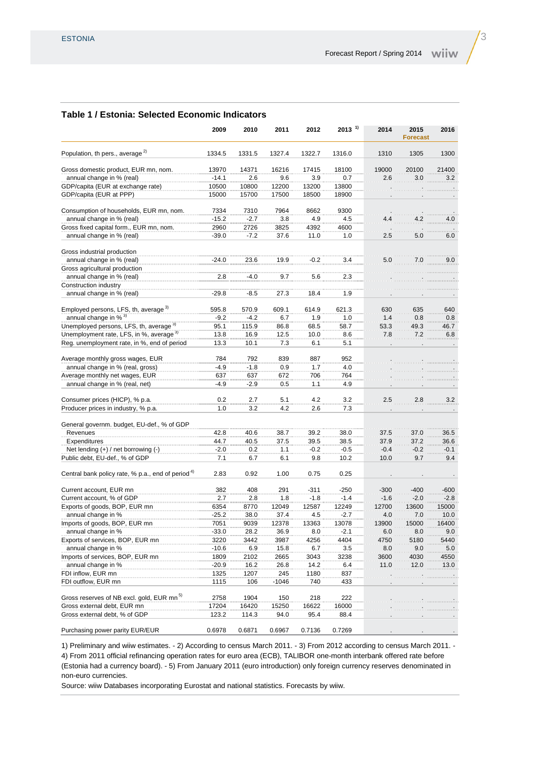## Table 1 / Estonia: Selected Economic Indicators

| | 2009 | 2010 | 2011 | 2012 | 2013 [1] | 2014 | 2015 Forecast | 2016 |
|---|---|---|---|---|---|---|---|---|
| Population, th pers., average [2] | 1334.5 | 1331.5 | 1327.4 | 1322.7 | 1316.0 | 1310 | 1305 | 1300 |
| Gross domestic product, EUR mn, nom. | 13970 | 14371 | 16216 | 17415 | 18100 | 19000 | 20100 | 21400 |
| annual change in % (real) | -14.1 | 2.6 | 9.6 | 3.9 | 0.7 | 2.6 | 3.0 | 3.2 |
| GDP/capita (EUR at exchange rate) | 10500 | 10800 | 12200 | 13200 | 13800 | . | . | . |
| GDP/capita (EUR at PPP) | 15000 | 15700 | 17500 | 18500 | 18900 | . | . | . |
| Consumption of households, EUR mn, nom. | 7334 | 7310 | 7964 | 8662 | 9300 | . | . | . |
| annual change in % (real) | -15.2 | -2.7 | 3.8 | 4.9 | 4.5 | 4.4 | 4.2 | 4.0 |
| Gross fixed capital form., EUR mn, nom. | 2960 | 2726 | 3825 | 4392 | 4600 | . | . | . |
| annual change in % (real) | -39.0 | -7.2 | 37.6 | 11.0 | 1.0 | 2.5 | 5.0 | 6.0 |
| Gross industrial production | | | | | | | | |
| annual change in % (real) | -24.0 | 23.6 | 19.9 | -0.2 | 3.4 | 5.0 | 7.0 | 9.0 |
| Gross agricultural production | | | | | | | | |
| annual change in % (real) | 2.8 | -4.0 | 9.7 | 5.6 | 2.3 | . | . | . |
| Construction industry | | | | | | | | |
| annual change in % (real) | -29.8 | -8.5 | 27.3 | 18.4 | 1.9 | . | . | . |
| Employed persons, LFS, th, average [3] | 595.8 | 570.9 | 609.1 | 614.9 | 621.3 | 630 | 635 | 640 |
| annual change in % [3] | -9.2 | -4.2 | 6.7 | 1.9 | 1.0 | 1.4 | 0.8 | 0.8 |
| Unemployed persons, LFS, th, average [3] | 95.1 | 115.9 | 86.8 | 68.5 | 58.7 | 53.3 | 49.3 | 46.7 |
| Unemployment rate, LFS, in %, average [3] | 13.8 | 16.9 | 12.5 | 10.0 | 8.6 | 7.8 | 7.2 | 6.8 |
| Reg. unemployment rate, in %, end of period | 13.3 | 10.1 | 7.3 | 6.1 | 5.1 | . | . | . |
| Average monthly gross wages, EUR | 784 | 792 | 839 | 887 | 952 | . | . | . |
| annual change in % (real, gross) | -4.9 | -1.8 | 0.9 | 1.7 | 4.0 | . | . | . |
| Average monthly net wages, EUR | 637 | 637 | 672 | 706 | 764 | . | . | . |
| annual change in % (real, net) | -4.9 | -2.9 | 0.5 | 1.1 | 4.9 | . | . | . |
| Consumer prices (HICP), % p.a. | 0.2 | 2.7 | 5.1 | 4.2 | 3.2 | 2.5 | 2.8 | 3.2 |
| Producer prices in industry, % p.a. | 1.0 | 3.2 | 4.2 | 2.6 | 7.3 | . | . | . |
| General governm. budget, EU-def., % of GDP | | | | | | | | |
| Revenues | 42.8 | 40.6 | 38.7 | 39.2 | 38.0 | 37.5 | 37.0 | 36.5 |
| Expenditures | 44.7 | 40.5 | 37.5 | 39.5 | 38.5 | 37.9 | 37.2 | 36.6 |
| Net lending (+) / net borrowing (-) | -2.0 | 0.2 | 1.1 | -0.2 | -0.5 | -0.4 | -0.2 | -0.1 |
| Public debt, EU-def., % of GDP | 7.1 | 6.7 | 6.1 | 9.8 | 10.2 | 10.0 | 9.7 | 9.4 |
| Central bank policy rate, % p.a., end of period [4] | 2.83 | 0.92 | 1.00 | 0.75 | 0.25 | . | . | . |
| Current account, EUR mn | 382 | 408 | 291 | -311 | -250 | -300 | -400 | -600 |
| Current account, % of GDP | 2.7 | 2.8 | 1.8 | -1.8 | -1.4 | -1.6 | -2.0 | -2.8 |
| Exports of goods, BOP, EUR mn | 6354 | 8770 | 12049 | 12587 | 12249 | 12700 | 13600 | 15000 |
| annual change in % | -25.2 | 38.0 | 37.4 | 4.5 | -2.7 | 4.0 | 7.0 | 10.0 |
| Imports of goods, BOP, EUR mn | 7051 | 9039 | 12378 | 13363 | 13078 | 13900 | 15000 | 16400 |
| annual change in % | -33.0 | 28.2 | 36.9 | 8.0 | -2.1 | 6.0 | 8.0 | 9.0 |
| Exports of services, BOP, EUR mn | 3220 | 3442 | 3987 | 4256 | 4404 | 4750 | 5180 | 5440 |
| annual change in % | -10.6 | 6.9 | 15.8 | 6.7 | 3.5 | 8.0 | 9.0 | 5.0 |
| Imports of services, BOP, EUR mn | 1809 | 2102 | 2665 | 3043 | 3238 | 3600 | 4030 | 4550 |
| annual change in % | -20.9 | 16.2 | 26.8 | 14.2 | 6.4 | 11.0 | 12.0 | 13.0 |
| FDI inflow, EUR mn | 1325 | 1207 | 245 | 1180 | 837 | . | . | . |
| FDI outflow, EUR mn | 1115 | 106 | -1046 | 740 | 433 | . | . | . |
| Gross reserves of NB excl. gold, EUR mn [5] | 2758 | 1904 | 150 | 218 | 222 | . | . | . |
| Gross external debt, EUR mn | 17204 | 16420 | 15250 | 16622 | 16000 | . | . | . |
| Gross external debt, % of GDP | 123.2 | 114.3 | 94.0 | 95.4 | 88.4 | . | . | . |
| Purchasing power parity EUR/EUR | 0.6978 | 0.6871 | 0.6967 | 0.7136 | 0.7269 | . | . | . |

1) Preliminary and wiiw estimates. - 2) According to census March 2011. - 3) From 2012 according to census March 2011. - 4) From 2011 official refinancing operation rates for euro area (ECB), TALIBOR one-month interbank offered rate before (Estonia had a currency board). - 5) From January 2011 (euro introduction) only foreign currency reserves denominated in non-euro currencies.

Source: wiiw Databases incorporating Eurostat and national statistics. Forecasts by wiiw.